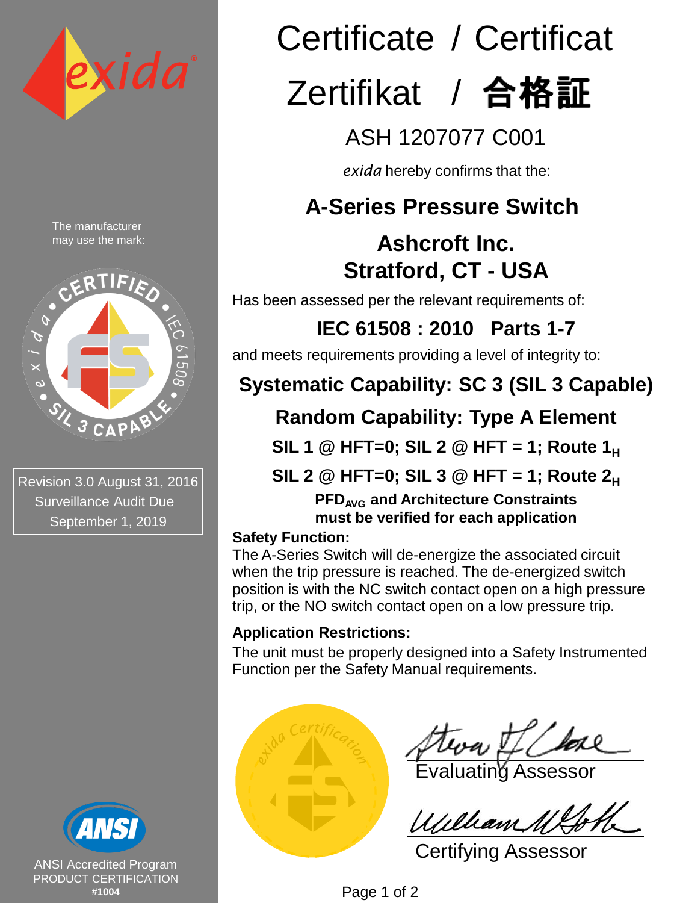# Certificate / Certificat

# Zertifikat / 合格証

## ASH 1207077 C001

*exida* hereby confirms that the:

## A-Series Pressure Switch

## Ashcroft Inc.
## Stratford, CT - USA

Has been assessed per the relevant requirements of:

**IEC 61508 : 2010 Parts 1-7**

and meets requirements providing a level of integrity to:

**Systematic Capability: SC 3 (SIL 3 Capable)**

**Random Capability: Type A Element**

**SIL 1 @ HFT=0; SIL 2 @ HFT = 1; Route $1_H$**

**SIL 2 @ HFT=0; SIL 3 @ HFT = 1; Route $2_H$**

**$PFD_{AVG}$ and Architecture Constraints must be verified for each application**

**Safety Function:**

The A-Series Switch will de-energize the associated circuit when the trip pressure is reached. The de-energized switch position is with the NC switch contact open on a high pressure trip, or the NO switch contact open on a low pressure trip.

**Application Restrictions:**

The unit must be properly designed into a Safety Instrumented Function per the Safety Manual requirements.

Evaluating Assessor

Certifying Assessor

The manufacturer may use the mark:

CERTIFIED • IEC 61508 • SIL 3 CAPABLE • exida

Revision 3.0 August 31, 2016
Surveillance Audit Due
September 1, 2019

ANSI Accredited Program
PRODUCT CERTIFICATION
**#1004**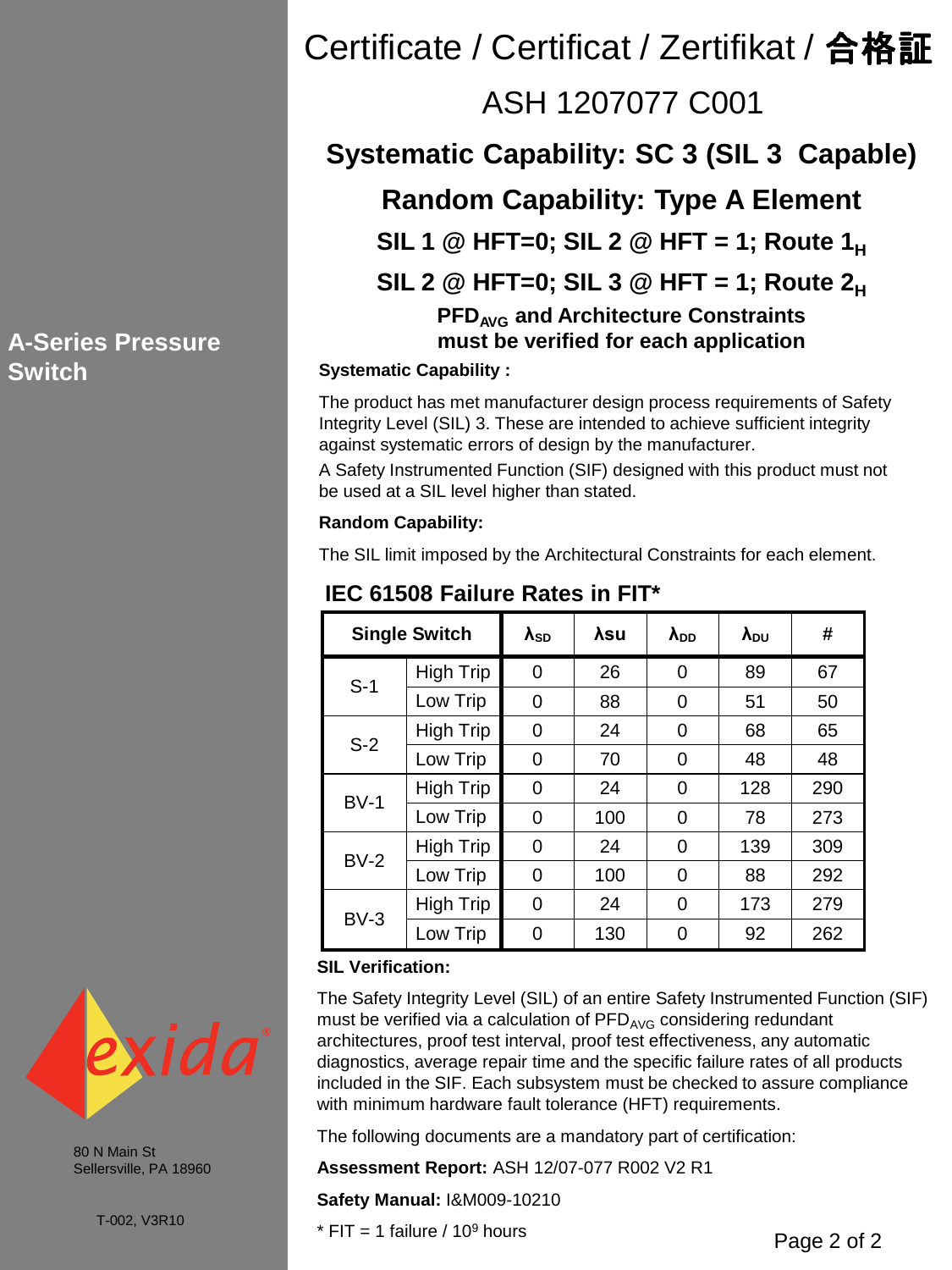# Certificate / Certificat / Zertifikat / 合格証

## ASH 1207077 C001

**A-Series Pressure Switch**

### Systematic Capability: SC 3 (SIL 3 Capable)

### Random Capability: Type A Element

**SIL 1 @ HFT=0; SIL 2 @ HFT = 1; Route $1_H$**

**SIL 2 @ HFT=0; SIL 3 @ HFT = 1; Route $2_H$**

**$PFD_{AVG}$ and Architecture Constraints must be verified for each application**

**Systematic Capability :**

The product has met manufacturer design process requirements of Safety Integrity Level (SIL) 3. These are intended to achieve sufficient integrity against systematic errors of design by the manufacturer.

A Safety Instrumented Function (SIF) designed with this product must not be used at a SIL level higher than stated.

**Random Capability:**

The SIL limit imposed by the Architectural Constraints for each element.

### IEC 61508 Failure Rates in FIT*

| Single Switch | | $\lambda_{SD}$ | $\lambda_{SU}$ | $\lambda_{DD}$ | $\lambda_{DU}$ | # |
|---|---|---|---|---|---|---|
| S-1 | High Trip | 0 | 26 | 0 | 89 | 67 |
| | Low Trip | 0 | 88 | 0 | 51 | 50 |
| S-2 | High Trip | 0 | 24 | 0 | 68 | 65 |
| | Low Trip | 0 | 70 | 0 | 48 | 48 |
| BV-1 | High Trip | 0 | 24 | 0 | 128 | 290 |
| | Low Trip | 0 | 100 | 0 | 78 | 273 |
| BV-2 | High Trip | 0 | 24 | 0 | 139 | 309 |
| | Low Trip | 0 | 100 | 0 | 88 | 292 |
| BV-3 | High Trip | 0 | 24 | 0 | 173 | 279 |
| | Low Trip | 0 | 130 | 0 | 92 | 262 |

**SIL Verification:**

The Safety Integrity Level (SIL) of an entire Safety Instrumented Function (SIF) must be verified via a calculation of $PFD_{AVG}$ considering redundant architectures, proof test interval, proof test effectiveness, any automatic diagnostics, average repair time and the specific failure rates of all products included in the SIF. Each subsystem must be checked to assure compliance with minimum hardware fault tolerance (HFT) requirements.

The following documents are a mandatory part of certification:

**Assessment Report:** ASH 12/07-077 R002 V2 R1

**Safety Manual:** I&M009-10210

\* FIT = 1 failure / $10^9$ hours

exida

80 N Main St
Sellersville, PA 18960

T-002, V3R10